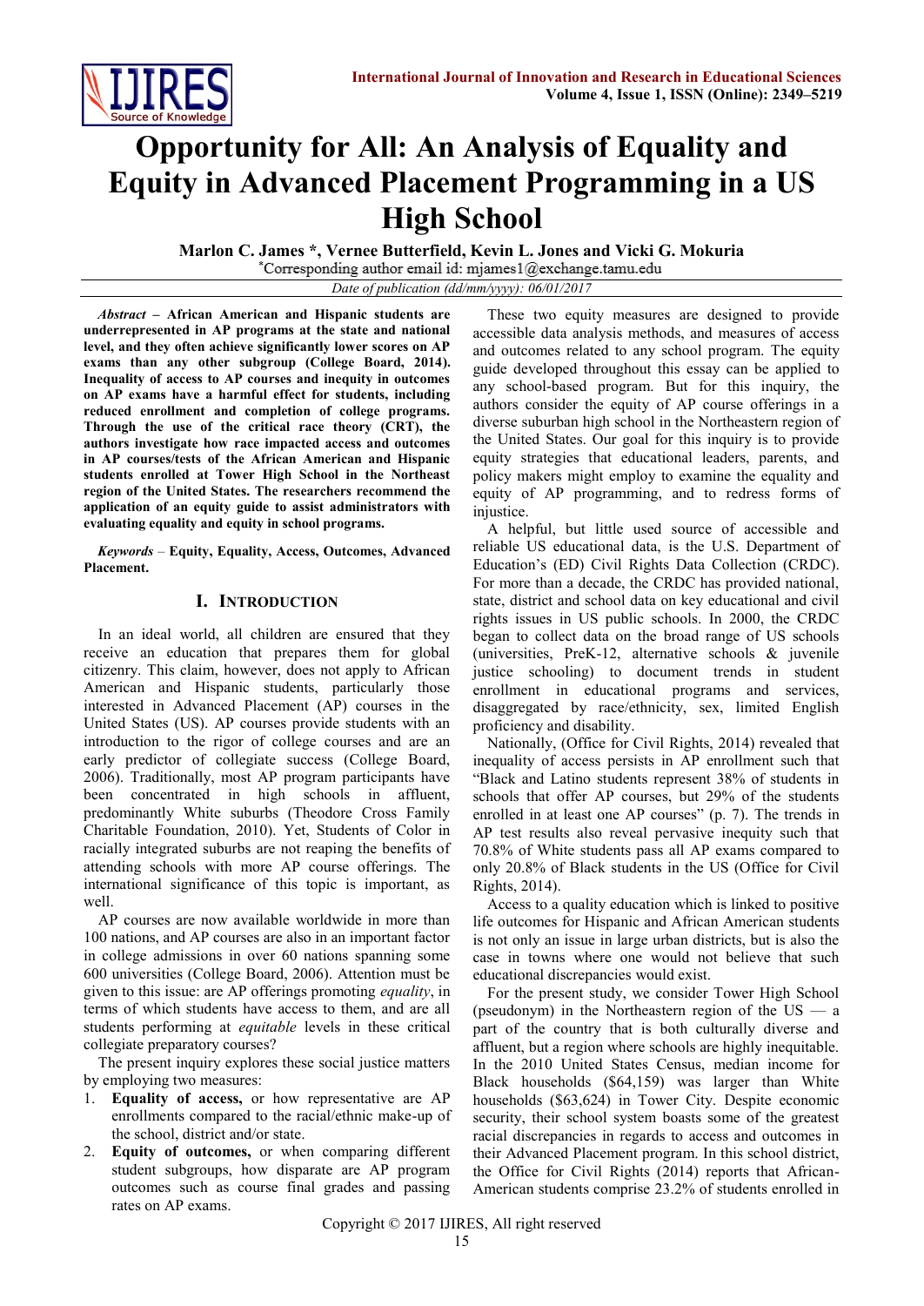# Opportunity for All: An Analysis of Equality and Equity in Advanced Placement Programming in a US High School

**Marlon C. James \*, Vernee Butterfield, Kevin L. Jones and Vicki G. Mokuria**

\*Corresponding author email id: mjames1@exchange.tamu.edu

*Date of publication (dd/mm/yyyy): 06/01/2017*

***Abstract*** **– African American and Hispanic students are underrepresented in AP programs at the state and national level, and they often achieve significantly lower scores on AP exams than any other subgroup (College Board, 2014). Inequality of access to AP courses and inequity in outcomes on AP exams have a harmful effect for students, including reduced enrollment and completion of college programs. Through the use of the critical race theory (CRT), the authors investigate how race impacted access and outcomes in AP courses/tests of the African American and Hispanic students enrolled at Tower High School in the Northeast region of the United States. The researchers recommend the application of an equity guide to assist administrators with evaluating equality and equity in school programs.**

***Keywords*** – **Equity, Equality, Access, Outcomes, Advanced Placement.**

## I. Introduction

In an ideal world, all children are ensured that they receive an education that prepares them for global citizenry. This claim, however, does not apply to African American and Hispanic students, particularly those interested in Advanced Placement (AP) courses in the United States (US). AP courses provide students with an introduction to the rigor of college courses and are an early predictor of collegiate success (College Board, 2006). Traditionally, most AP program participants have been concentrated in high schools in affluent, predominantly White suburbs (Theodore Cross Family Charitable Foundation, 2010). Yet, Students of Color in racially integrated suburbs are not reaping the benefits of attending schools with more AP course offerings. The international significance of this topic is important, as well.

AP courses are now available worldwide in more than 100 nations, and AP courses are also in an important factor in college admissions in over 60 nations spanning some 600 universities (College Board, 2006). Attention must be given to this issue: are AP offerings promoting *equality*, in terms of which students have access to them, and are all students performing at *equitable* levels in these critical collegiate preparatory courses?

The present inquiry explores these social justice matters by employing two measures:

1. **Equality of access,** or how representative are AP enrollments compared to the racial/ethnic make-up of the school, district and/or state.
2. **Equity of outcomes,** or when comparing different student subgroups, how disparate are AP program outcomes such as course final grades and passing rates on AP exams.

These two equity measures are designed to provide accessible data analysis methods, and measures of access and outcomes related to any school program. The equity guide developed throughout this essay can be applied to any school-based program. But for this inquiry, the authors consider the equity of AP course offerings in a diverse suburban high school in the Northeastern region of the United States. Our goal for this inquiry is to provide equity strategies that educational leaders, parents, and policy makers might employ to examine the equality and equity of AP programming, and to redress forms of injustice.

A helpful, but little used source of accessible and reliable US educational data, is the U.S. Department of Education's (ED) Civil Rights Data Collection (CRDC). For more than a decade, the CRDC has provided national, state, district and school data on key educational and civil rights issues in US public schools. In 2000, the CRDC began to collect data on the broad range of US schools (universities, PreK-12, alternative schools & juvenile justice schooling) to document trends in student enrollment in educational programs and services, disaggregated by race/ethnicity, sex, limited English proficiency and disability.

Nationally, (Office for Civil Rights, 2014) revealed that inequality of access persists in AP enrollment such that "Black and Latino students represent 38% of students in schools that offer AP courses, but 29% of the students enrolled in at least one AP courses" (p. 7). The trends in AP test results also reveal pervasive inequity such that 70.8% of White students pass all AP exams compared to only 20.8% of Black students in the US (Office for Civil Rights, 2014).

Access to a quality education which is linked to positive life outcomes for Hispanic and African American students is not only an issue in large urban districts, but is also the case in towns where one would not believe that such educational discrepancies would exist.

For the present study, we consider Tower High School (pseudonym) in the Northeastern region of the US — a part of the country that is both culturally diverse and affluent, but a region where schools are highly inequitable. In the 2010 United States Census, median income for Black households ($64,159) was larger than White households ($63,624) in Tower City. Despite economic security, their school system boasts some of the greatest racial discrepancies in regards to access and outcomes in their Advanced Placement program. In this school district, the Office for Civil Rights (2014) reports that African-American students comprise 23.2% of students enrolled in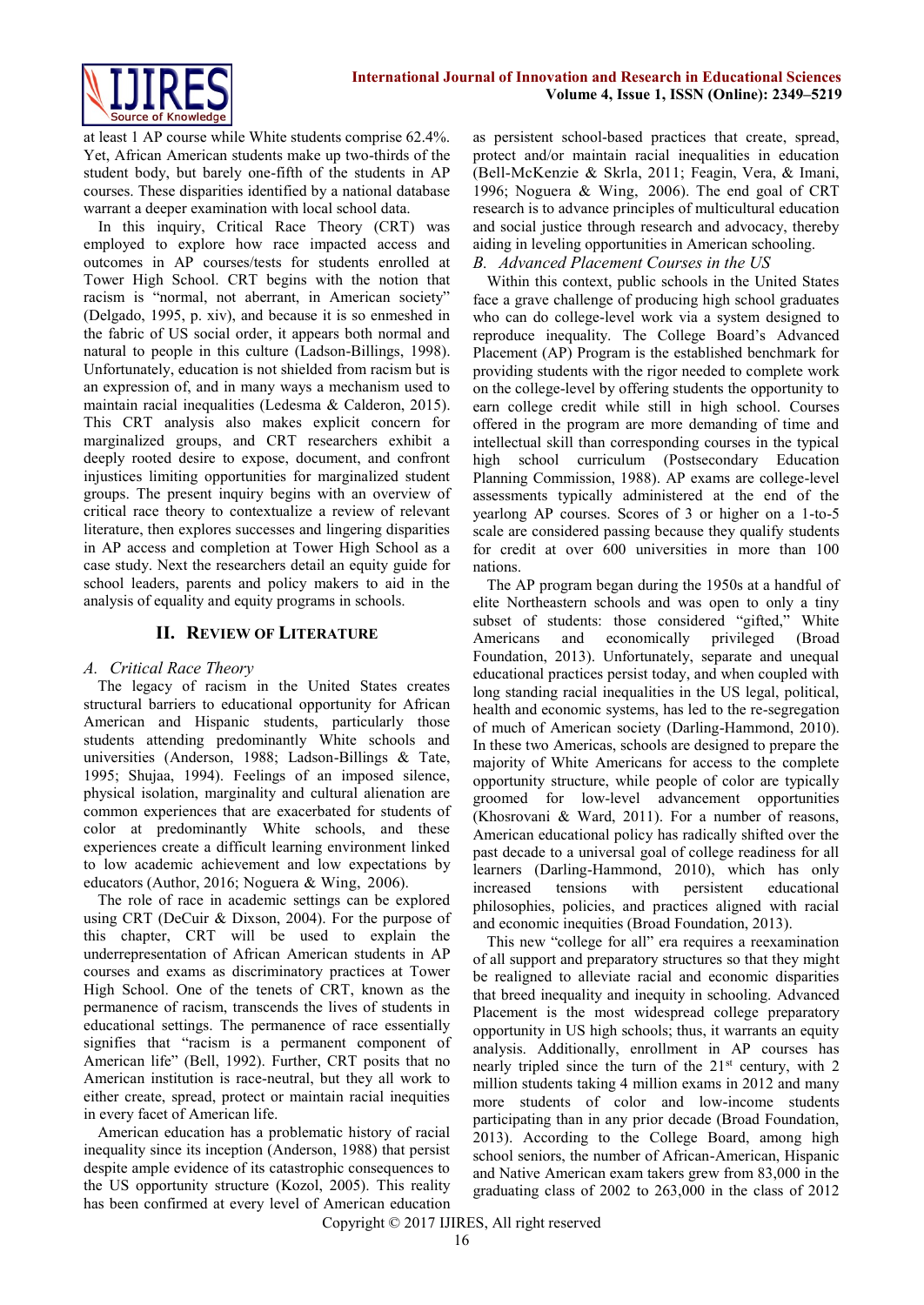at least 1 AP course while White students comprise 62.4%. Yet, African American students make up two-thirds of the student body, but barely one-fifth of the students in AP courses. These disparities identified by a national database warrant a deeper examination with local school data.

In this inquiry, Critical Race Theory (CRT) was employed to explore how race impacted access and outcomes in AP courses/tests for students enrolled at Tower High School. CRT begins with the notion that racism is "normal, not aberrant, in American society" (Delgado, 1995, p. xiv), and because it is so enmeshed in the fabric of US social order, it appears both normal and natural to people in this culture (Ladson-Billings, 1998). Unfortunately, education is not shielded from racism but is an expression of, and in many ways a mechanism used to maintain racial inequalities (Ledesma & Calderon, 2015). This CRT analysis also makes explicit concern for marginalized groups, and CRT researchers exhibit a deeply rooted desire to expose, document, and confront injustices limiting opportunities for marginalized student groups. The present inquiry begins with an overview of critical race theory to contextualize a review of relevant literature, then explores successes and lingering disparities in AP access and completion at Tower High School as a case study. Next the researchers detail an equity guide for school leaders, parents and policy makers to aid in the analysis of equality and equity programs in schools.

## II. Review of Literature

### A. Critical Race Theory

The legacy of racism in the United States creates structural barriers to educational opportunity for African American and Hispanic students, particularly those students attending predominantly White schools and universities (Anderson, 1988; Ladson-Billings & Tate, 1995; Shujaa, 1994). Feelings of an imposed silence, physical isolation, marginality and cultural alienation are common experiences that are exacerbated for students of color at predominantly White schools, and these experiences create a difficult learning environment linked to low academic achievement and low expectations by educators (Author, 2016; Noguera & Wing, 2006).

The role of race in academic settings can be explored using CRT (DeCuir & Dixson, 2004). For the purpose of this chapter, CRT will be used to explain the underrepresentation of African American students in AP courses and exams as discriminatory practices at Tower High School. One of the tenets of CRT, known as the permanence of racism, transcends the lives of students in educational settings. The permanence of race essentially signifies that "racism is a permanent component of American life" (Bell, 1992). Further, CRT posits that no American institution is race-neutral, but they all work to either create, spread, protect or maintain racial inequities in every facet of American life.

American education has a problematic history of racial inequality since its inception (Anderson, 1988) that persist despite ample evidence of its catastrophic consequences to the US opportunity structure (Kozol, 2005). This reality has been confirmed at every level of American education as persistent school-based practices that create, spread, protect and/or maintain racial inequalities in education (Bell-McKenzie & Skrla, 2011; Feagin, Vera, & Imani, 1996; Noguera & Wing, 2006). The end goal of CRT research is to advance principles of multicultural education and social justice through research and advocacy, thereby aiding in leveling opportunities in American schooling.

### B. Advanced Placement Courses in the US

Within this context, public schools in the United States face a grave challenge of producing high school graduates who can do college-level work via a system designed to reproduce inequality. The College Board's Advanced Placement (AP) Program is the established benchmark for providing students with the rigor needed to complete work on the college-level by offering students the opportunity to earn college credit while still in high school. Courses offered in the program are more demanding of time and intellectual skill than corresponding courses in the typical high school curriculum (Postsecondary Education Planning Commission, 1988). AP exams are college-level assessments typically administered at the end of the yearlong AP courses. Scores of 3 or higher on a 1-to-5 scale are considered passing because they qualify students for credit at over 600 universities in more than 100 nations.

The AP program began during the 1950s at a handful of elite Northeastern schools and was open to only a tiny subset of students: those considered "gifted," White Americans and economically privileged (Broad Foundation, 2013). Unfortunately, separate and unequal educational practices persist today, and when coupled with long standing racial inequalities in the US legal, political, health and economic systems, has led to the re-segregation of much of American society (Darling-Hammond, 2010). In these two Americas, schools are designed to prepare the majority of White Americans for access to the complete opportunity structure, while people of color are typically groomed for low-level advancement opportunities (Khosrovani & Ward, 2011). For a number of reasons, American educational policy has radically shifted over the past decade to a universal goal of college readiness for all learners (Darling-Hammond, 2010), which has only increased tensions with persistent educational philosophies, policies, and practices aligned with racial and economic inequities (Broad Foundation, 2013).

This new "college for all" era requires a reexamination of all support and preparatory structures so that they might be realigned to alleviate racial and economic disparities that breed inequality and inequity in schooling. Advanced Placement is the most widespread college preparatory opportunity in US high schools; thus, it warrants an equity analysis. Additionally, enrollment in AP courses has nearly tripled since the turn of the 21st century, with 2 million students taking 4 million exams in 2012 and many more students of color and low-income students participating than in any prior decade (Broad Foundation, 2013). According to the College Board, among high school seniors, the number of African-American, Hispanic and Native American exam takers grew from 83,000 in the graduating class of 2002 to 263,000 in the class of 2012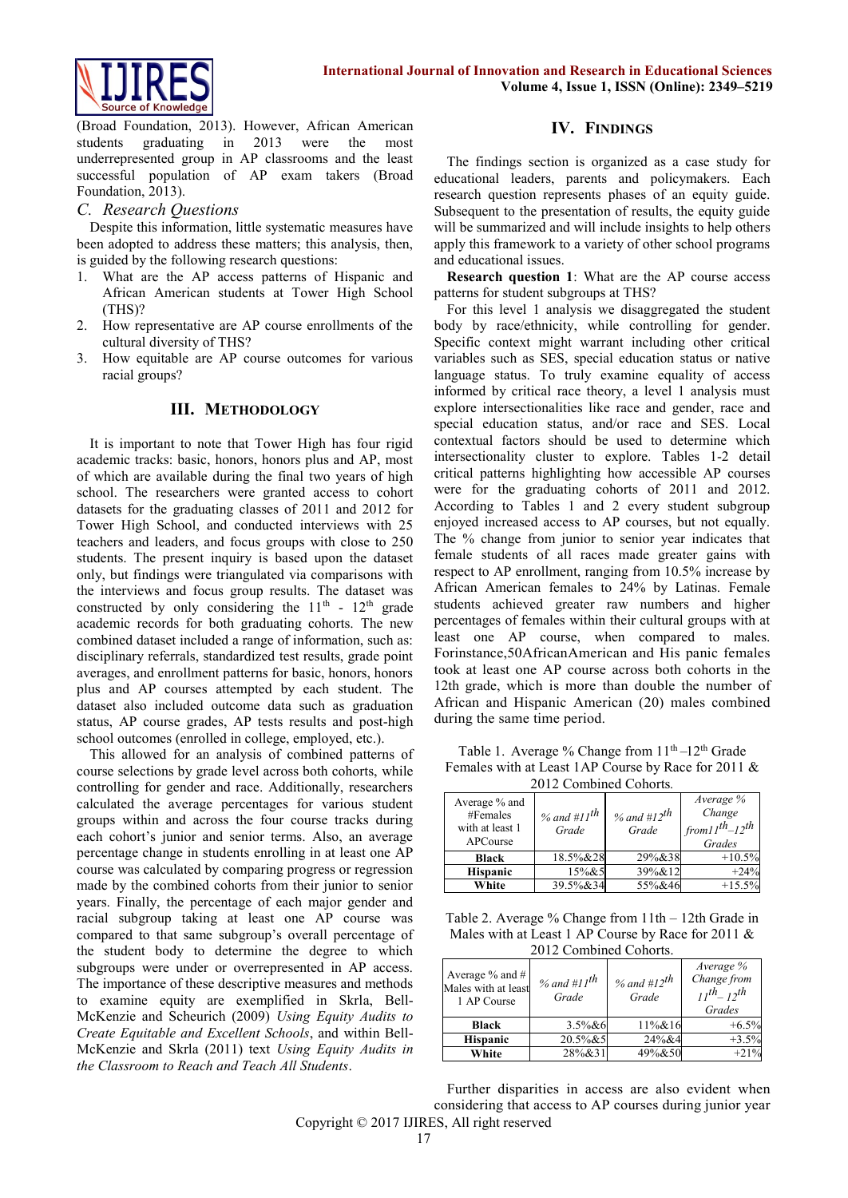(Broad Foundation, 2013). However, African American students graduating in 2013 were the most underrepresented group in AP classrooms and the least successful population of AP exam takers (Broad Foundation, 2013).

### C. Research Questions

Despite this information, little systematic measures have been adopted to address these matters; this analysis, then, is guided by the following research questions:

1. What are the AP access patterns of Hispanic and African American students at Tower High School (THS)?
2. How representative are AP course enrollments of the cultural diversity of THS?
3. How equitable are AP course outcomes for various racial groups?

## III. Methodology

It is important to note that Tower High has four rigid academic tracks: basic, honors, honors plus and AP, most of which are available during the final two years of high school. The researchers were granted access to cohort datasets for the graduating classes of 2011 and 2012 for Tower High School, and conducted interviews with 25 teachers and leaders, and focus groups with close to 250 students. The present inquiry is based upon the dataset only, but findings were triangulated via comparisons with the interviews and focus group results. The dataset was constructed by only considering the $11^{th}$ - $12^{th}$ grade academic records for both graduating cohorts. The new combined dataset included a range of information, such as: disciplinary referrals, standardized test results, grade point averages, and enrollment patterns for basic, honors, honors plus and AP courses attempted by each student. The dataset also included outcome data such as graduation status, AP course grades, AP tests results and post-high school outcomes (enrolled in college, employed, etc.).

This allowed for an analysis of combined patterns of course selections by grade level across both cohorts, while controlling for gender and race. Additionally, researchers calculated the average percentages for various student groups within and across the four course tracks during each cohort's junior and senior terms. Also, an average percentage change in students enrolling in at least one AP course was calculated by comparing progress or regression made by the combined cohorts from their junior to senior years. Finally, the percentage of each major gender and racial subgroup taking at least one AP course was compared to that same subgroup's overall percentage of the student body to determine the degree to which subgroups were under or overrepresented in AP access. The importance of these descriptive measures and methods to examine equity are exemplified in Skrla, Bell-McKenzie and Scheurich (2009) *Using Equity Audits to Create Equitable and Excellent Schools*, and within Bell-McKenzie and Skrla (2011) text *Using Equity Audits in the Classroom to Reach and Teach All Students*.

## IV. Findings

The findings section is organized as a case study for educational leaders, parents and policymakers. Each research question represents phases of an equity guide. Subsequent to the presentation of results, the equity guide will be summarized and will include insights to help others apply this framework to a variety of other school programs and educational issues.

**Research question 1**: What are the AP course access patterns for student subgroups at THS?

For this level 1 analysis we disaggregated the student body by race/ethnicity, while controlling for gender. Specific context might warrant including other critical variables such as SES, special education status or native language status. To truly examine equality of access informed by critical race theory, a level 1 analysis must explore intersectionalities like race and gender, race and special education status, and/or race and SES. Local contextual factors should be used to determine which intersectionality cluster to explore. Tables 1-2 detail critical patterns highlighting how accessible AP courses were for the graduating cohorts of 2011 and 2012. According to Tables 1 and 2 every student subgroup enjoyed increased access to AP courses, but not equally. The % change from junior to senior year indicates that female students of all races made greater gains with respect to AP enrollment, ranging from 10.5% increase by African American females to 24% by Latinas. Female students achieved greater raw numbers and higher percentages of females within their cultural groups with at least one AP course, when compared to males. Forinstance,50AfricanAmerican and His panic females took at least one AP course across both cohorts in the 12th grade, which is more than double the number of African and Hispanic American (20) males combined during the same time period.

Table 1. Average % Change from $11^{th}$–$12^{th}$ Grade Females with at Least 1AP Course by Race for 2011 & 2012 Combined Cohorts.

| Average % and #Females with at least 1 APCourse | *% and #11th Grade* | *% and #12th Grade* | *Average % Change from11th–12th Grades* |
|---|---|---|---|
| **Black** | 18.5%&28 | 29%&38 | +10.5% |
| **Hispanic** | 15%&5 | 39%&12 | +24% |
| **White** | 39.5%&34 | 55%&46 | +15.5% |

Table 2. Average % Change from 11th – 12th Grade in Males with at Least 1 AP Course by Race for 2011 & 2012 Combined Cohorts.

| Average % and # Males with at least 1 AP Course | *% and #11th Grade* | *% and #12th Grade* | *Average % Change from 11th– 12th Grades* |
|---|---|---|---|
| **Black** | 3.5%&6 | 11%&16 | +6.5% |
| **Hispanic** | 20.5%&5 | 24%&4 | +3.5% |
| **White** | 28%&31 | 49%&50 | +21% |

Further disparities in access are also evident when considering that access to AP courses during junior year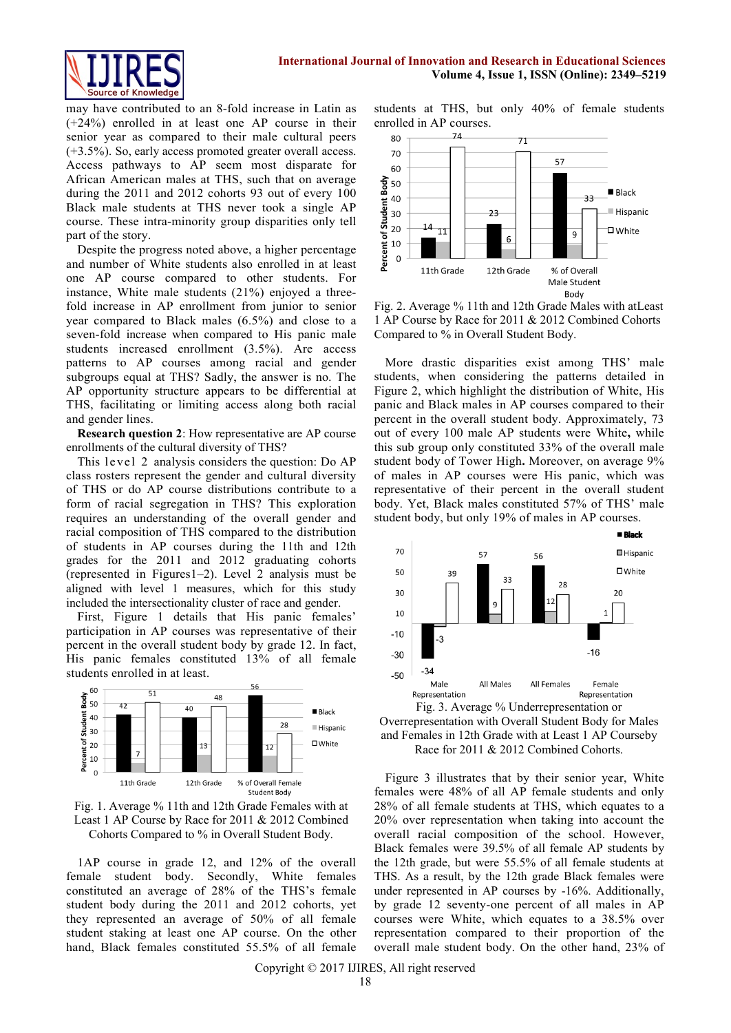may have contributed to an 8-fold increase in Latin as (+24%) enrolled in at least one AP course in their senior year as compared to their male cultural peers (+3.5%). So, early access promoted greater overall access. Access pathways to AP seem most disparate for African American males at THS, such that on average during the 2011 and 2012 cohorts 93 out of every 100 Black male students at THS never took a single AP course. These intra-minority group disparities only tell part of the story.

Despite the progress noted above, a higher percentage and number of White students also enrolled in at least one AP course compared to other students. For instance, White male students (21%) enjoyed a three-fold increase in AP enrollment from junior to senior year compared to Black males (6.5%) and close to a seven-fold increase when compared to His panic male students increased enrollment (3.5%). Are access patterns to AP courses among racial and gender subgroups equal at THS? Sadly, the answer is no. The AP opportunity structure appears to be differential at THS, facilitating or limiting access along both racial and gender lines.

**Research question 2**: How representative are AP course enrollments of the cultural diversity of THS?

This level 2 analysis considers the question: Do AP class rosters represent the gender and cultural diversity of THS or do AP course distributions contribute to a form of racial segregation in THS? This exploration requires an understanding of the overall gender and racial composition of THS compared to the distribution of students in AP courses during the 11th and 12th grades for the 2011 and 2012 graduating cohorts (represented in Figures1–2). Level 2 analysis must be aligned with level 1 measures, which for this study included the intersectionality cluster of race and gender.

First, Figure 1 details that His panic females' participation in AP courses was representative of their percent in the overall student body by grade 12. In fact, His panic females constituted 13% of all female students enrolled in at least.

| | Black | Hispanic | White |
|---|---|---|---|
| 11th Grade | 42 | 7 | 51 |
| 12th Grade | 40 | 13 | 48 |
| % of Overall Female Student Body | 56 | 12 | 28 |

Fig. 1. Average % 11th and 12th Grade Females with at Least 1 AP Course by Race for 2011 & 2012 Combined Cohorts Compared to % in Overall Student Body.

1AP course in grade 12, and 12% of the overall female student body. Secondly, White females constituted an average of 28% of the THS's female student body during the 2011 and 2012 cohorts, yet they represented an average of 50% of all female student staking at least one AP course. On the other hand, Black females constituted 55.5% of all female students at THS, but only 40% of female students enrolled in AP courses.

| | Black | Hispanic | White |
|---|---|---|---|
| 11th Grade | 14 | 11 | 74 |
| 12th Grade | 23 | 6 | 71 |
| % of Overall Male Student Body | 57 | 9 | 33 |

Fig. 2. Average % 11th and 12th Grade Males with atLeast 1 AP Course by Race for 2011 & 2012 Combined Cohorts Compared to % in Overall Student Body.

More drastic disparities exist among THS' male students, when considering the patterns detailed in Figure 2, which highlight the distribution of White, His panic and Black males in AP courses compared to their percent in the overall student body. Approximately, 73 out of every 100 male AP students were White**,** while this sub group only constituted 33% of the overall male student body of Tower High**.** Moreover, on average 9% of males in AP courses were His panic, which was representative of their percent in the overall student body. Yet, Black males constituted 57% of THS' male student body, but only 19% of males in AP courses.

| | Black | Hispanic | White |
|---|---|---|---|
| Male Representation | -34 | -3 | 39 |
| All Males | 57 | 9 | 33 |
| All Females | 56 | 12 | 28 |
| Female Representation | -16 | 1 | 20 |

Fig. 3. Average % Underrepresentation or Overrepresentation with Overall Student Body for Males and Females in 12th Grade with at Least 1 AP Courseby Race for 2011 & 2012 Combined Cohorts.

Figure 3 illustrates that by their senior year, White females were 48% of all AP female students and only 28% of all female students at THS, which equates to a 20% over representation when taking into account the overall racial composition of the school. However, Black females were 39.5% of all female AP students by the 12th grade, but were 55.5% of all female students at THS. As a result, by the 12th grade Black females were under represented in AP courses by -16%. Additionally, by grade 12 seventy-one percent of all males in AP courses were White, which equates to a 38.5% over representation compared to their proportion of the overall male student body. On the other hand, 23% of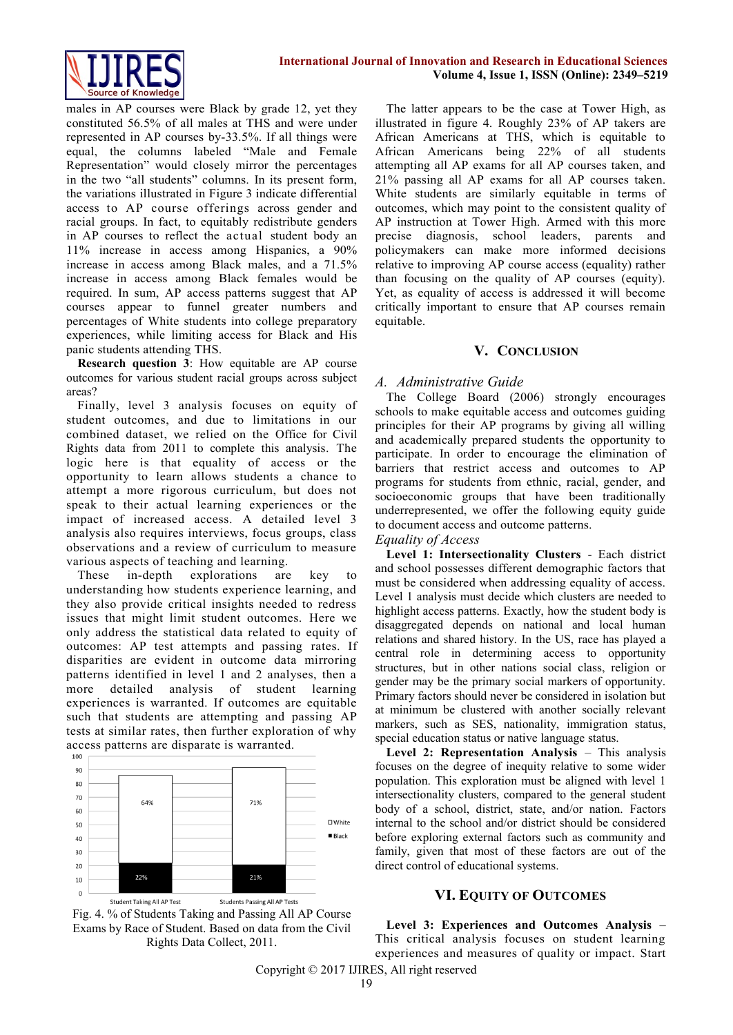males in AP courses were Black by grade 12, yet they constituted 56.5% of all males at THS and were under represented in AP courses by-33.5%. If all things were equal, the columns labeled "Male and Female Representation" would closely mirror the percentages in the two "all students" columns. In its present form, the variations illustrated in Figure 3 indicate differential access to AP course offerings across gender and racial groups. In fact, to equitably redistribute genders in AP courses to reflect the actual student body an 11% increase in access among Hispanics, a 90% increase in access among Black males, and a 71.5% increase in access among Black females would be required. In sum, AP access patterns suggest that AP courses appear to funnel greater numbers and percentages of White students into college preparatory experiences, while limiting access for Black and His panic students attending THS.

**Research question 3**: How equitable are AP course outcomes for various student racial groups across subject areas?

Finally, level 3 analysis focuses on equity of student outcomes, and due to limitations in our combined dataset, we relied on the Office for Civil Rights data from 2011 to complete this analysis. The logic here is that equality of access or the opportunity to learn allows students a chance to attempt a more rigorous curriculum, but does not speak to their actual learning experiences or the impact of increased access. A detailed level 3 analysis also requires interviews, focus groups, class observations and a review of curriculum to measure various aspects of teaching and learning.

These in-depth explorations are key to understanding how students experience learning, and they also provide critical insights needed to redress issues that might limit student outcomes. Here we only address the statistical data related to equity of outcomes: AP test attempts and passing rates. If disparities are evident in outcome data mirroring patterns identified in level 1 and 2 analyses, then a more detailed analysis of student learning experiences is warranted. If outcomes are equitable such that students are attempting and passing AP tests at similar rates, then further exploration of why access patterns are disparate is warranted.

| | White | Black |
|---|---|---|
| Student Taking All AP Test | 64% | 22% |
| Students Passing All AP Tests | 71% | 21% |

Fig. 4. % of Students Taking and Passing All AP Course Exams by Race of Student. Based on data from the Civil Rights Data Collect, 2011.

The latter appears to be the case at Tower High, as illustrated in figure 4. Roughly 23% of AP takers are African Americans at THS, which is equitable to African Americans being 22% of all students attempting all AP exams for all AP courses taken, and 21% passing all AP exams for all AP courses taken. White students are similarly equitable in terms of outcomes, which may point to the consistent quality of AP instruction at Tower High. Armed with this more precise diagnosis, school leaders, parents and policymakers can make more informed decisions relative to improving AP course access (equality) rather than focusing on the quality of AP courses (equity). Yet, as equality of access is addressed it will become critically important to ensure that AP courses remain equitable.

## V. Conclusion

### A. Administrative Guide

The College Board (2006) strongly encourages schools to make equitable access and outcomes guiding principles for their AP programs by giving all willing and academically prepared students the opportunity to participate. In order to encourage the elimination of barriers that restrict access and outcomes to AP programs for students from ethnic, racial, gender, and socioeconomic groups that have been traditionally underrepresented, we offer the following equity guide to document access and outcome patterns.

*Equality of Access*

**Level 1: Intersectionality Clusters** - Each district and school possesses different demographic factors that must be considered when addressing equality of access. Level 1 analysis must decide which clusters are needed to highlight access patterns. Exactly, how the student body is disaggregated depends on national and local human relations and shared history. In the US, race has played a central role in determining access to opportunity structures, but in other nations social class, religion or gender may be the primary social markers of opportunity. Primary factors should never be considered in isolation but at minimum be clustered with another socially relevant markers, such as SES, nationality, immigration status, special education status or native language status.

**Level 2: Representation Analysis** – This analysis focuses on the degree of inequity relative to some wider population. This exploration must be aligned with level 1 intersectionality clusters, compared to the general student body of a school, district, state, and/or nation. Factors internal to the school and/or district should be considered before exploring external factors such as community and family, given that most of these factors are out of the direct control of educational systems.

## VI. Equity of Outcomes

**Level 3: Experiences and Outcomes Analysis** – This critical analysis focuses on student learning experiences and measures of quality or impact. Start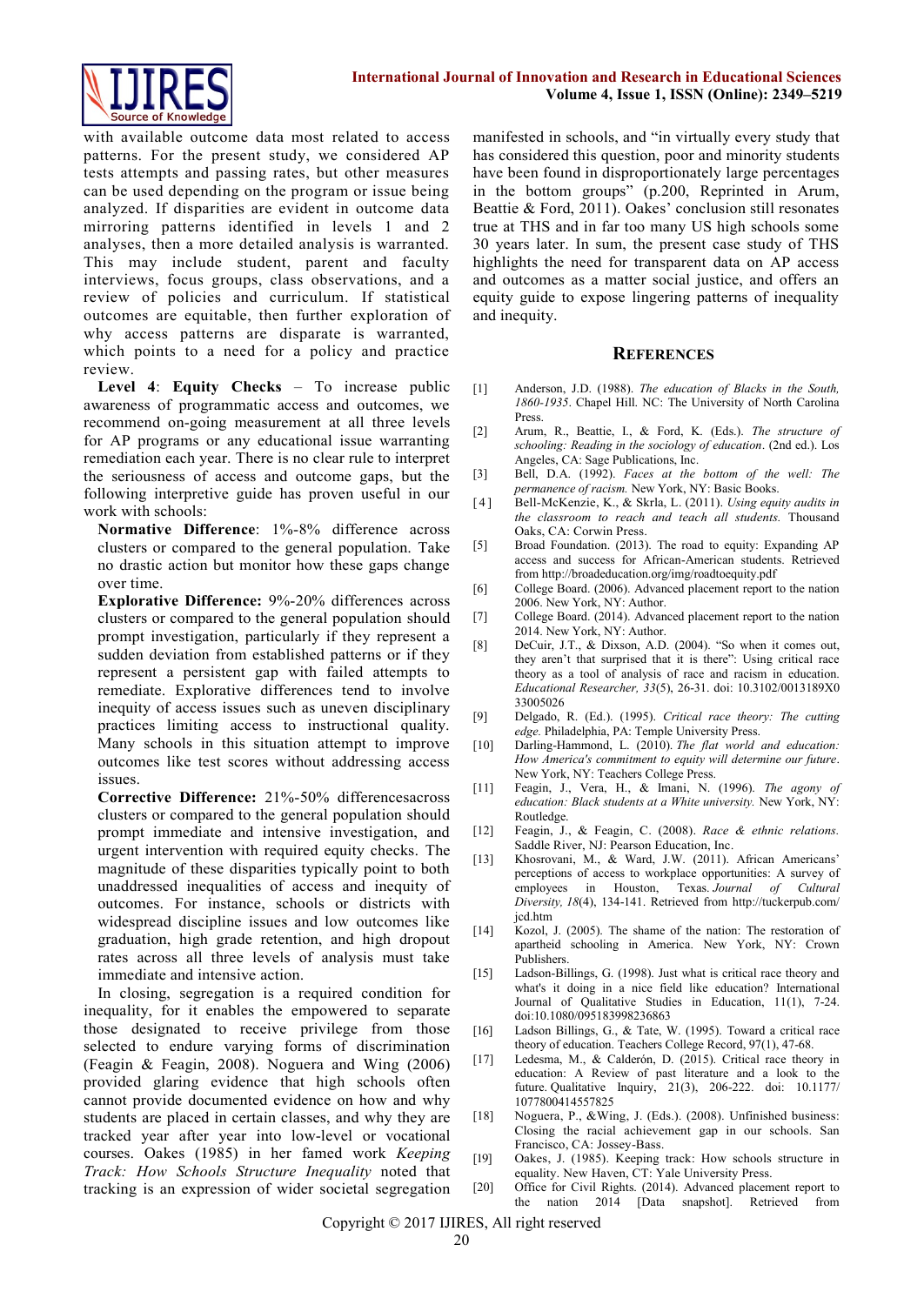with available outcome data most related to access patterns. For the present study, we considered AP tests attempts and passing rates, but other measures can be used depending on the program or issue being analyzed. If disparities are evident in outcome data mirroring patterns identified in levels 1 and 2 analyses, then a more detailed analysis is warranted. This may include student, parent and faculty interviews, focus groups, class observations, and a review of policies and curriculum. If statistical outcomes are equitable, then further exploration of why access patterns are disparate is warranted, which points to a need for a policy and practice review.

**Level 4**: **Equity Checks** – To increase public awareness of programmatic access and outcomes, we recommend on-going measurement at all three levels for AP programs or any educational issue warranting remediation each year. There is no clear rule to interpret the seriousness of access and outcome gaps, but the following interpretive guide has proven useful in our work with schools:

**Normative Difference**: 1%-8% difference across clusters or compared to the general population. Take no drastic action but monitor how these gaps change over time.

**Explorative Difference:** 9%-20% differences across clusters or compared to the general population should prompt investigation, particularly if they represent a sudden deviation from established patterns or if they represent a persistent gap with failed attempts to remediate. Explorative differences tend to involve inequity of access issues such as uneven disciplinary practices limiting access to instructional quality. Many schools in this situation attempt to improve outcomes like test scores without addressing access issues.

**Corrective Difference:** 21%-50% differencesacross clusters or compared to the general population should prompt immediate and intensive investigation, and urgent intervention with required equity checks. The magnitude of these disparities typically point to both unaddressed inequalities of access and inequity of outcomes. For instance, schools or districts with widespread discipline issues and low outcomes like graduation, high grade retention, and high dropout rates across all three levels of analysis must take immediate and intensive action.

In closing, segregation is a required condition for inequality, for it enables the empowered to separate those designated to receive privilege from those selected to endure varying forms of discrimination (Feagin & Feagin, 2008). Noguera and Wing (2006) provided glaring evidence that high schools often cannot provide documented evidence on how and why students are placed in certain classes, and why they are tracked year after year into low-level or vocational courses. Oakes (1985) in her famed work *Keeping Track: How Schools Structure Inequality* noted that tracking is an expression of wider societal segregation manifested in schools, and "in virtually every study that has considered this question, poor and minority students have been found in disproportionately large percentages in the bottom groups" (p.200, Reprinted in Arum, Beattie & Ford, 2011). Oakes' conclusion still resonates true at THS and in far too many US high schools some 30 years later. In sum, the present case study of THS highlights the need for transparent data on AP access and outcomes as a matter social justice, and offers an equity guide to expose lingering patterns of inequality and inequity.

## References

[1] Anderson, J.D. (1988). *The education of Blacks in the South, 1860-1935*. Chapel Hill. NC: The University of North Carolina Press.

[2] Arum, R., Beattie, I., & Ford, K. (Eds.). *The structure of schooling: Reading in the sociology of education*. (2nd ed.). Los Angeles, CA: Sage Publications, Inc.

[3] Bell, D.A. (1992). *Faces at the bottom of the well: The permanence of racism.* New York, NY: Basic Books.

[4] Bell-McKenzie, K., & Skrla, L. (2011). *Using equity audits in the classroom to reach and teach all students.* Thousand Oaks, CA: Corwin Press.

[5] Broad Foundation. (2013). The road to equity: Expanding AP access and success for African-American students. Retrieved from http://broadeducation.org/img/roadtoequity.pdf

[6] College Board. (2006). Advanced placement report to the nation 2006. New York, NY: Author.

[7] College Board. (2014). Advanced placement report to the nation 2014. New York, NY: Author.

[8] DeCuir, J.T., & Dixson, A.D. (2004). "So when it comes out, they aren't that surprised that it is there": Using critical race theory as a tool of analysis of race and racism in education. *Educational Researcher, 33*(5), 26-31. doi: 10.3102/0013189X033005026

[9] Delgado, R. (Ed.). (1995). *Critical race theory: The cutting edge.* Philadelphia, PA: Temple University Press.

[10] Darling-Hammond, L. (2010). *The flat world and education: How America's commitment to equity will determine our future*. New York, NY: Teachers College Press.

[11] Feagin, J., Vera, H., & Imani, N. (1996). *The agony of education: Black students at a White university.* New York, NY: Routledge.

[12] Feagin, J., & Feagin, C. (2008). *Race & ethnic relations.* Saddle River, NJ: Pearson Education, Inc.

[13] Khosrovani, M., & Ward, J.W. (2011). African Americans' perceptions of access to workplace opportunities: A survey of employees in Houston, Texas. *Journal of Cultural Diversity, 18*(4), 134-141. Retrieved from http://tuckerpub.com/jcd.htm

[14] Kozol, J. (2005). The shame of the nation: The restoration of apartheid schooling in America. New York, NY: Crown Publishers.

[15] Ladson-Billings, G. (1998). Just what is critical race theory and what's it doing in a nice field like education? International Journal of Qualitative Studies in Education, 11(1), 7-24. doi:10.1080/095183998236863

[16] Ladson Billings, G., & Tate, W. (1995). Toward a critical race theory of education. Teachers College Record, 97(1), 47-68.

[17] Ledesma, M., & Calderón, D. (2015). Critical race theory in education: A Review of past literature and a look to the future. Qualitative Inquiry, 21(3), 206-222. doi: 10.1177/1077800414557825

[18] Noguera, P., &Wing, J. (Eds.). (2008). Unfinished business: Closing the racial achievement gap in our schools. San Francisco, CA: Jossey-Bass.

[19] Oakes, J. (1985). Keeping track: How schools structure in equality. New Haven, CT: Yale University Press.

[20] Office for Civil Rights. (2014). Advanced placement report to the nation 2014 [Data snapshot]. Retrieved from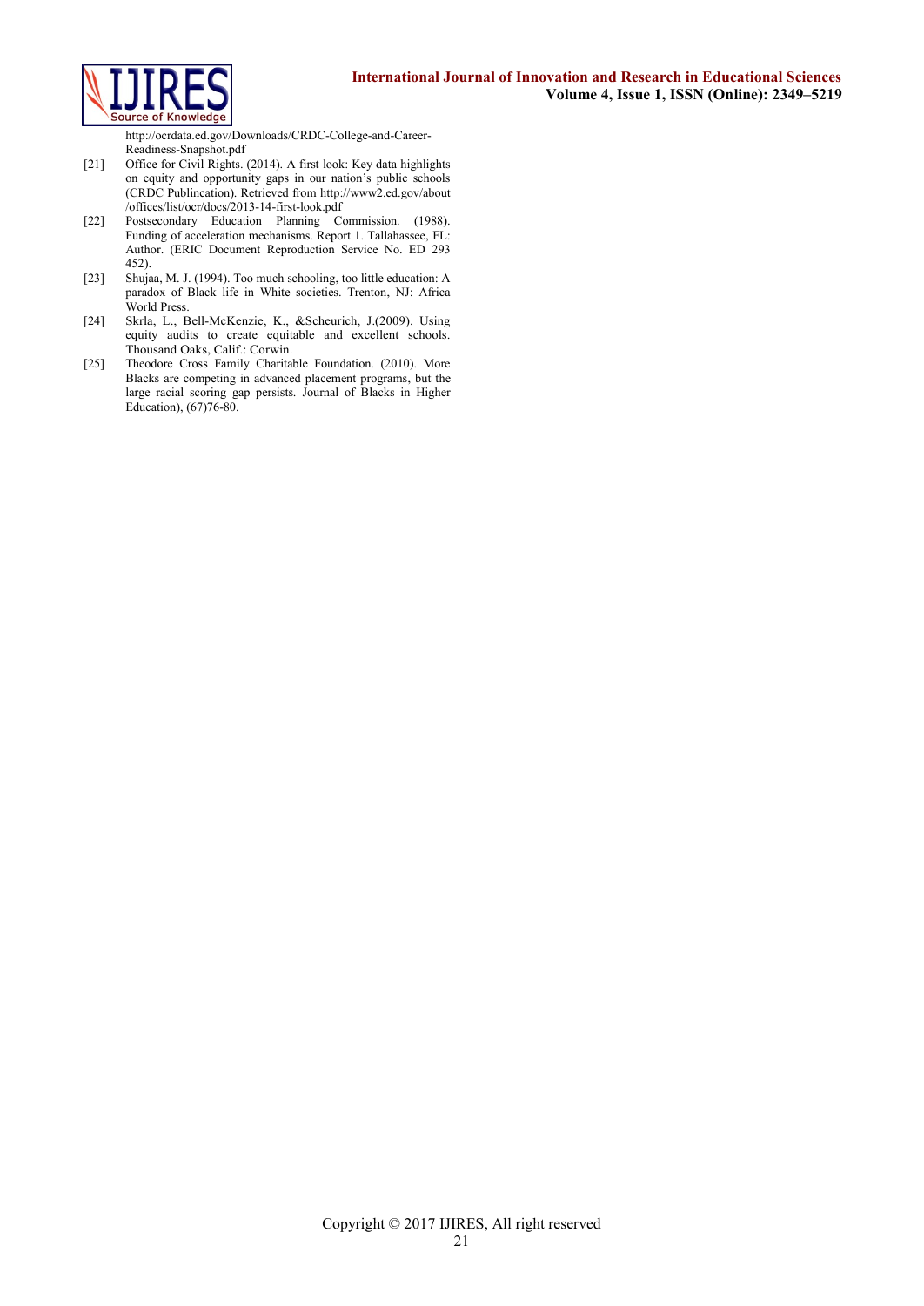http://ocrdata.ed.gov/Downloads/CRDC-College-and-Career-Readiness-Snapshot.pdf

[21] Office for Civil Rights. (2014). A first look: Key data highlights on equity and opportunity gaps in our nation's public schools (CRDC Publincation). Retrieved from http://www2.ed.gov/about/offices/list/ocr/docs/2013-14-first-look.pdf

[22] Postsecondary Education Planning Commission. (1988). Funding of acceleration mechanisms. Report 1. Tallahassee, FL: Author. (ERIC Document Reproduction Service No. ED 293 452).

[23] Shujaa, M. J. (1994). Too much schooling, too little education: A paradox of Black life in White societies. Trenton, NJ: Africa World Press.

[24] Skrla, L., Bell-McKenzie, K., &Scheurich, J.(2009). Using equity audits to create equitable and excellent schools. Thousand Oaks, Calif.: Corwin.

[25] Theodore Cross Family Charitable Foundation. (2010). More Blacks are competing in advanced placement programs, but the large racial scoring gap persists. Journal of Blacks in Higher Education), (67)76-80.